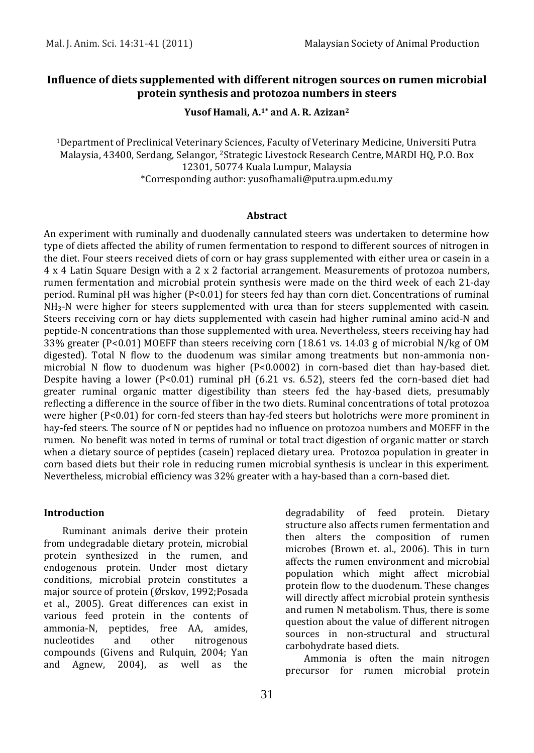# Influence of diets supplemented with different nitrogen sources on rumen microbial protein synthesis and protozoa numbers in steers

**Yusof Hamali, A.[1*] and A. R. Azizan[2]**

[1]Department of Preclinical Veterinary Sciences, Faculty of Veterinary Medicine, Universiti Putra Malaysia, 43400, Serdang, Selangor, [2]Strategic Livestock Research Centre, MARDI HQ, P.O. Box 12301, 50774 Kuala Lumpur, Malaysia
*Corresponding author: yusofhamali@putra.upm.edu.my

## Abstract

An experiment with ruminally and duodenally cannulated steers was undertaken to determine how type of diets affected the ability of rumen fermentation to respond to different sources of nitrogen in the diet. Four steers received diets of corn or hay grass supplemented with either urea or casein in a 4 x 4 Latin Square Design with a 2 x 2 factorial arrangement. Measurements of protozoa numbers, rumen fermentation and microbial protein synthesis were made on the third week of each 21-day period. Ruminal pH was higher ($P<0.01$) for steers fed hay than corn diet. Concentrations of ruminal $NH_3$-N were higher for steers supplemented with urea than for steers supplemented with casein. Steers receiving corn or hay diets supplemented with casein had higher ruminal amino acid-N and peptide-N concentrations than those supplemented with urea. Nevertheless, steers receiving hay had 33% greater ($P<0.01$) MOEFF than steers receiving corn (18.61 vs. 14.03 g of microbial N/kg of OM digested). Total N flow to the duodenum was similar among treatments but non-ammonia non-microbial N flow to duodenum was higher ($P<0.0002$) in corn-based diet than hay-based diet. Despite having a lower ($P<0.01$) ruminal pH (6.21 vs. 6.52), steers fed the corn-based diet had greater ruminal organic matter digestibility than steers fed the hay-based diets, presumably reflecting a difference in the source of fiber in the two diets. Ruminal concentrations of total protozoa were higher ($P<0.01$) for corn-fed steers than hay-fed steers but holotrichs were more prominent in hay-fed steers. The source of N or peptides had no influence on protozoa numbers and MOEFF in the rumen. No benefit was noted in terms of ruminal or total tract digestion of organic matter or starch when a dietary source of peptides (casein) replaced dietary urea. Protozoa population in greater in corn based diets but their role in reducing rumen microbial synthesis is unclear in this experiment. Nevertheless, microbial efficiency was 32% greater with a hay-based than a corn-based diet.

## Introduction

Ruminant animals derive their protein from undegradable dietary protein, microbial protein synthesized in the rumen, and endogenous protein. Under most dietary conditions, microbial protein constitutes a major source of protein (Ørskov, 1992;Posada et al., 2005). Great differences can exist in various feed protein in the contents of ammonia-N, peptides, free AA, amides, nucleotides and other nitrogenous compounds (Givens and Rulquin, 2004; Yan and Agnew, 2004), as well as the degradability of feed protein. Dietary structure also affects rumen fermentation and then alters the composition of rumen microbes (Brown et. al., 2006). This in turn affects the rumen environment and microbial population which might affect microbial protein flow to the duodenum. These changes will directly affect microbial protein synthesis and rumen N metabolism. Thus, there is some question about the value of different nitrogen sources in non-structural and structural carbohydrate based diets.

Ammonia is often the main nitrogen precursor for rumen microbial protein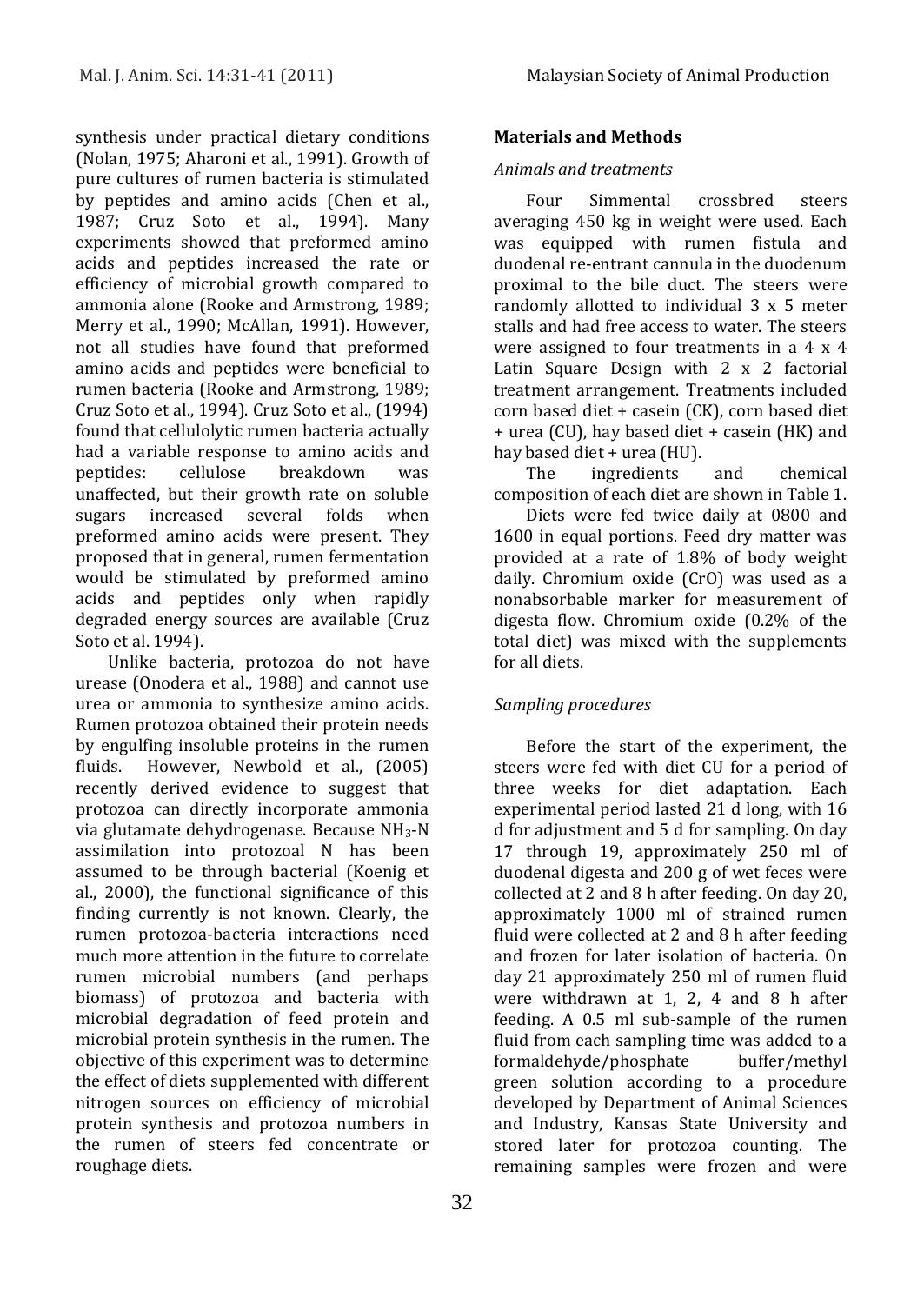synthesis under practical dietary conditions (Nolan, 1975; Aharoni et al., 1991). Growth of pure cultures of rumen bacteria is stimulated by peptides and amino acids (Chen et al., 1987; Cruz Soto et al., 1994). Many experiments showed that preformed amino acids and peptides increased the rate or efficiency of microbial growth compared to ammonia alone (Rooke and Armstrong, 1989; Merry et al., 1990; McAllan, 1991). However, not all studies have found that preformed amino acids and peptides were beneficial to rumen bacteria (Rooke and Armstrong, 1989; Cruz Soto et al., 1994). Cruz Soto et al., (1994) found that cellulolytic rumen bacteria actually had a variable response to amino acids and peptides: cellulose breakdown was unaffected, but their growth rate on soluble sugars increased several folds when preformed amino acids were present. They proposed that in general, rumen fermentation would be stimulated by preformed amino acids and peptides only when rapidly degraded energy sources are available (Cruz Soto et al. 1994).

Unlike bacteria, protozoa do not have urease (Onodera et al., 1988) and cannot use urea or ammonia to synthesize amino acids. Rumen protozoa obtained their protein needs by engulfing insoluble proteins in the rumen fluids. However, Newbold et al., (2005) recently derived evidence to suggest that protozoa can directly incorporate ammonia via glutamate dehydrogenase. Because $NH_3$-N assimilation into protozoal N has been assumed to be through bacterial (Koenig et al., 2000), the functional significance of this finding currently is not known. Clearly, the rumen protozoa-bacteria interactions need much more attention in the future to correlate rumen microbial numbers (and perhaps biomass) of protozoa and bacteria with microbial degradation of feed protein and microbial protein synthesis in the rumen. The objective of this experiment was to determine the effect of diets supplemented with different nitrogen sources on efficiency of microbial protein synthesis and protozoa numbers in the rumen of steers fed concentrate or roughage diets.

## Materials and Methods

### *Animals and treatments*

Four Simmental crossbred steers averaging 450 kg in weight were used. Each was equipped with rumen fistula and duodenal re-entrant cannula in the duodenum proximal to the bile duct. The steers were randomly allotted to individual 3 x 5 meter stalls and had free access to water. The steers were assigned to four treatments in a 4 x 4 Latin Square Design with 2 x 2 factorial treatment arrangement. Treatments included corn based diet + casein (CK), corn based diet + urea (CU), hay based diet + casein (HK) and hay based diet + urea (HU).

The ingredients and chemical composition of each diet are shown in Table 1.

Diets were fed twice daily at 0800 and 1600 in equal portions. Feed dry matter was provided at a rate of 1.8% of body weight daily. Chromium oxide (CrO) was used as a nonabsorbable marker for measurement of digesta flow. Chromium oxide (0.2% of the total diet) was mixed with the supplements for all diets.

### *Sampling procedures*

Before the start of the experiment, the steers were fed with diet CU for a period of three weeks for diet adaptation. Each experimental period lasted 21 d long, with 16 d for adjustment and 5 d for sampling. On day 17 through 19, approximately 250 ml of duodenal digesta and 200 g of wet feces were collected at 2 and 8 h after feeding. On day 20, approximately 1000 ml of strained rumen fluid were collected at 2 and 8 h after feeding and frozen for later isolation of bacteria. On day 21 approximately 250 ml of rumen fluid were withdrawn at 1, 2, 4 and 8 h after feeding. A 0.5 ml sub-sample of the rumen fluid from each sampling time was added to a formaldehyde/phosphate buffer/methyl green solution according to a procedure developed by Department of Animal Sciences and Industry, Kansas State University and stored later for protozoa counting. The remaining samples were frozen and were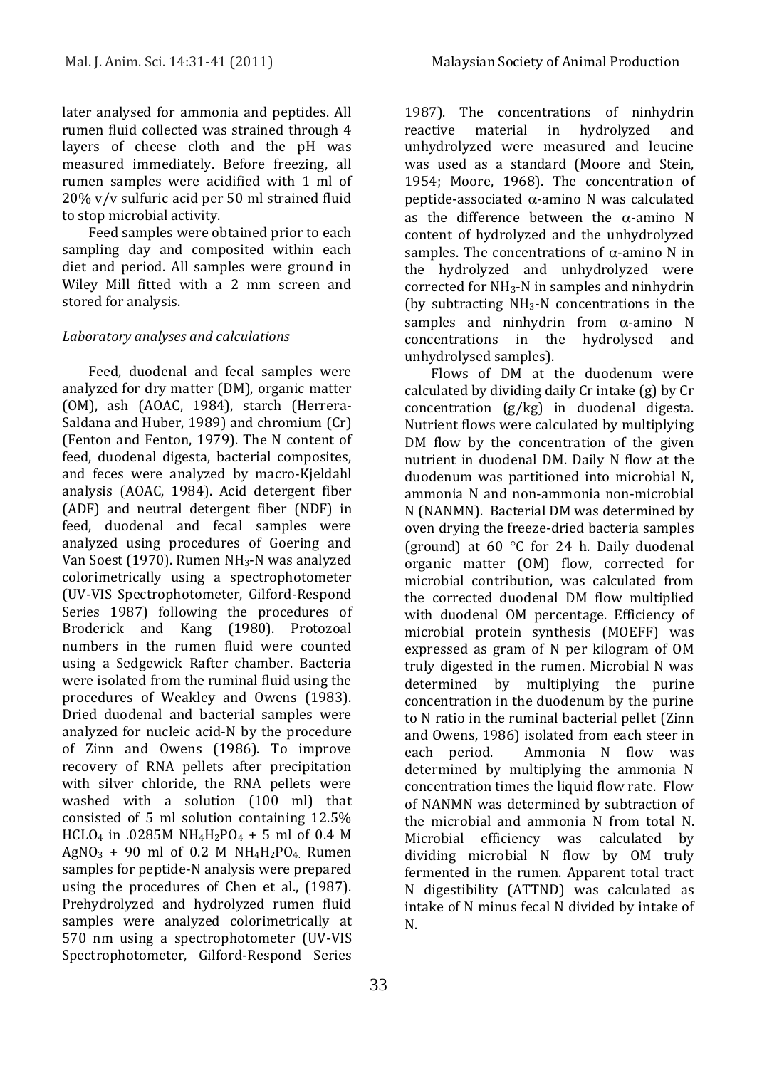later analysed for ammonia and peptides. All rumen fluid collected was strained through 4 layers of cheese cloth and the pH was measured immediately. Before freezing, all rumen samples were acidified with 1 ml of 20% v/v sulfuric acid per 50 ml strained fluid to stop microbial activity.

Feed samples were obtained prior to each sampling day and composited within each diet and period. All samples were ground in Wiley Mill fitted with a 2 mm screen and stored for analysis.

*Laboratory analyses and calculations*

Feed, duodenal and fecal samples were analyzed for dry matter (DM), organic matter (OM), ash (AOAC, 1984), starch (Herrera-Saldana and Huber, 1989) and chromium (Cr) (Fenton and Fenton, 1979). The N content of feed, duodenal digesta, bacterial composites, and feces were analyzed by macro-Kjeldahl analysis (AOAC, 1984). Acid detergent fiber (ADF) and neutral detergent fiber (NDF) in feed, duodenal and fecal samples were analyzed using procedures of Goering and Van Soest (1970). Rumen $NH_3$-N was analyzed colorimetrically using a spectrophotometer (UV-VIS Spectrophotometer, Gilford-Respond Series 1987) following the procedures of Broderick and Kang (1980). Protozoal numbers in the rumen fluid were counted using a Sedgewick Rafter chamber. Bacteria were isolated from the ruminal fluid using the procedures of Weakley and Owens (1983). Dried duodenal and bacterial samples were analyzed for nucleic acid-N by the procedure of Zinn and Owens (1986). To improve recovery of RNA pellets after precipitation with silver chloride, the RNA pellets were washed with a solution (100 ml) that consisted of 5 ml solution containing 12.5% $HClO_4$ in .0285M $NH_4H_2PO_4$ + 5 ml of 0.4 M $AgNO_3$ + 90 ml of 0.2 M $NH_4H_2PO_4$. Rumen samples for peptide-N analysis were prepared using the procedures of Chen et al., (1987). Prehydrolyzed and hydrolyzed rumen fluid samples were analyzed colorimetrically at 570 nm using a spectrophotometer (UV-VIS Spectrophotometer, Gilford-Respond Series 1987). The concentrations of ninhydrin reactive material in hydrolyzed and unhydrolyzed were measured and leucine was used as a standard (Moore and Stein, 1954; Moore, 1968). The concentration of peptide-associated $\alpha$-amino N was calculated as the difference between the $\alpha$-amino N content of hydrolyzed and the unhydrolyzed samples. The concentrations of $\alpha$-amino N in the hydrolyzed and unhydrolyzed were corrected for $NH_3$-N in samples and ninhydrin (by subtracting $NH_3$-N concentrations in the samples and ninhydrin from $\alpha$-amino N concentrations in the hydrolysed and unhydrolysed samples).

Flows of DM at the duodenum were calculated by dividing daily Cr intake (g) by Cr concentration (g/kg) in duodenal digesta. Nutrient flows were calculated by multiplying DM flow by the concentration of the given nutrient in duodenal DM. Daily N flow at the duodenum was partitioned into microbial N, ammonia N and non-ammonia non-microbial N (NANMN). Bacterial DM was determined by oven drying the freeze-dried bacteria samples (ground) at 60 °C for 24 h. Daily duodenal organic matter (OM) flow, corrected for microbial contribution, was calculated from the corrected duodenal DM flow multiplied with duodenal OM percentage. Efficiency of microbial protein synthesis (MOEFF) was expressed as gram of N per kilogram of OM truly digested in the rumen. Microbial N was determined by multiplying the purine concentration in the duodenum by the purine to N ratio in the ruminal bacterial pellet (Zinn and Owens, 1986) isolated from each steer in each period. Ammonia N flow was determined by multiplying the ammonia N concentration times the liquid flow rate. Flow of NANMN was determined by subtraction of the microbial and ammonia N from total N. Microbial efficiency was calculated by dividing microbial N flow by OM truly fermented in the rumen. Apparent total tract N digestibility (ATTND) was calculated as intake of N minus fecal N divided by intake of N.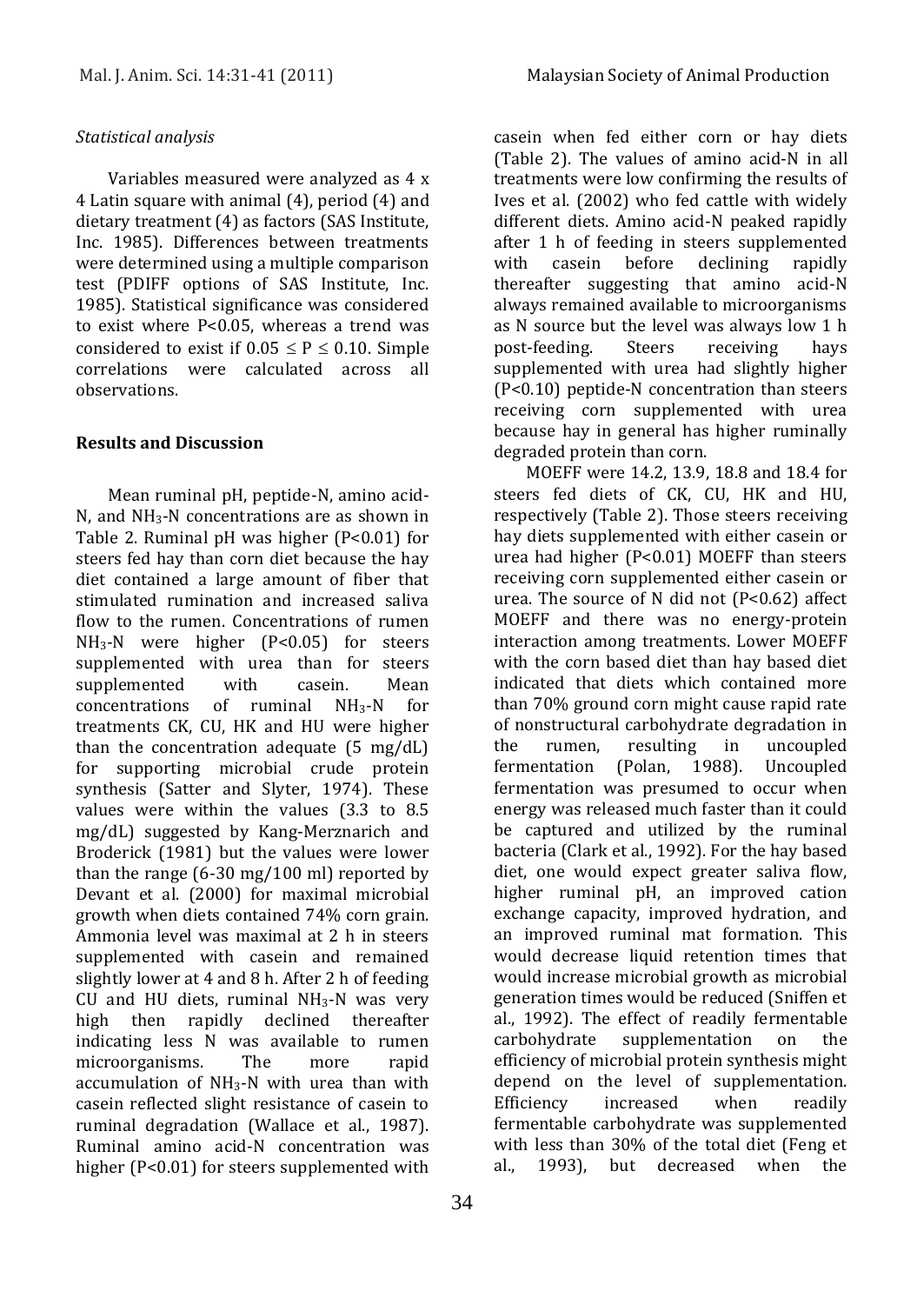*Statistical analysis*

Variables measured were analyzed as 4 x 4 Latin square with animal (4), period (4) and dietary treatment (4) as factors (SAS Institute, Inc. 1985). Differences between treatments were determined using a multiple comparison test (PDIFF options of SAS Institute, Inc. 1985). Statistical significance was considered to exist where P<0.05, whereas a trend was considered to exist if $0.05 \leq P \leq 0.10$. Simple correlations were calculated across all observations.

## Results and Discussion

Mean ruminal pH, peptide-N, amino acid-N, and $NH_3$-N concentrations are as shown in Table 2. Ruminal pH was higher (P<0.01) for steers fed hay than corn diet because the hay diet contained a large amount of fiber that stimulated rumination and increased saliva flow to the rumen. Concentrations of rumen $NH_3$-N were higher (P<0.05) for steers supplemented with urea than for steers supplemented with casein. Mean concentrations of ruminal $NH_3$-N for treatments CK, CU, HK and HU were higher than the concentration adequate (5 mg/dL) for supporting microbial crude protein synthesis (Satter and Slyter, 1974). These values were within the values (3.3 to 8.5 mg/dL) suggested by Kang-Merznarich and Broderick (1981) but the values were lower than the range (6-30 mg/100 ml) reported by Devant et al. (2000) for maximal microbial growth when diets contained 74% corn grain. Ammonia level was maximal at 2 h in steers supplemented with casein and remained slightly lower at 4 and 8 h. After 2 h of feeding CU and HU diets, ruminal $NH_3$-N was very high then rapidly declined thereafter indicating less N was available to rumen microorganisms. The more rapid accumulation of $NH_3$-N with urea than with casein reflected slight resistance of casein to ruminal degradation (Wallace et al., 1987). Ruminal amino acid-N concentration was higher (P<0.01) for steers supplemented with casein when fed either corn or hay diets (Table 2). The values of amino acid-N in all treatments were low confirming the results of Ives et al. (2002) who fed cattle with widely different diets. Amino acid-N peaked rapidly after 1 h of feeding in steers supplemented with casein before declining rapidly thereafter suggesting that amino acid-N always remained available to microorganisms as N source but the level was always low 1 h post-feeding. Steers receiving hays supplemented with urea had slightly higher (P<0.10) peptide-N concentration than steers receiving corn supplemented with urea because hay in general has higher ruminally degraded protein than corn.

MOEFF were 14.2, 13.9, 18.8 and 18.4 for steers fed diets of CK, CU, HK and HU, respectively (Table 2). Those steers receiving hay diets supplemented with either casein or urea had higher (P<0.01) MOEFF than steers receiving corn supplemented either casein or urea. The source of N did not (P<0.62) affect MOEFF and there was no energy-protein interaction among treatments. Lower MOEFF with the corn based diet than hay based diet indicated that diets which contained more than 70% ground corn might cause rapid rate of nonstructural carbohydrate degradation in the rumen, resulting in uncoupled fermentation (Polan, 1988). Uncoupled fermentation was presumed to occur when energy was released much faster than it could be captured and utilized by the ruminal bacteria (Clark et al., 1992). For the hay based diet, one would expect greater saliva flow, higher ruminal pH, an improved cation exchange capacity, improved hydration, and an improved ruminal mat formation. This would decrease liquid retention times that would increase microbial growth as microbial generation times would be reduced (Sniffen et al., 1992). The effect of readily fermentable carbohydrate supplementation on the efficiency of microbial protein synthesis might depend on the level of supplementation. Efficiency increased when readily fermentable carbohydrate was supplemented with less than 30% of the total diet (Feng et al., 1993), but decreased when the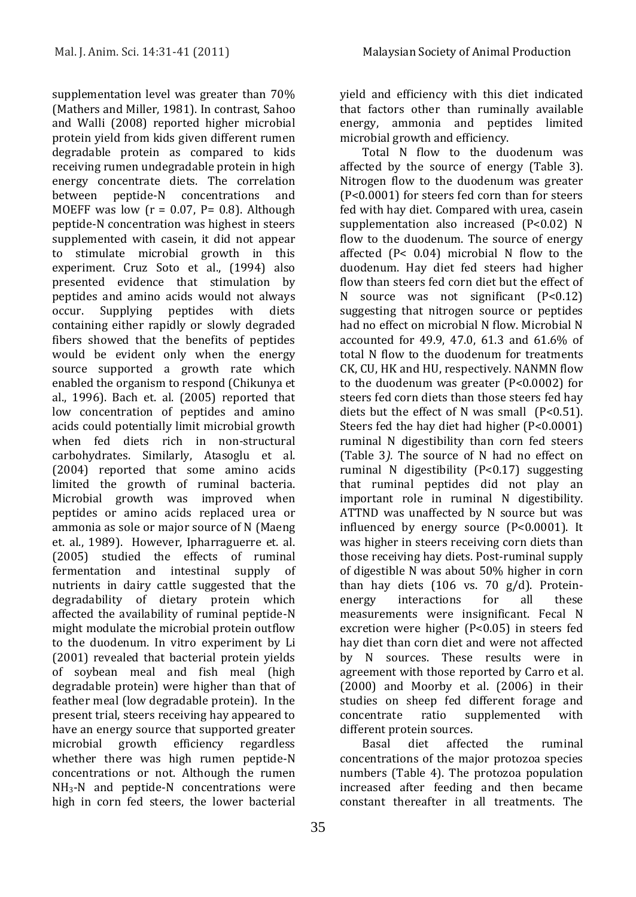supplementation level was greater than 70% (Mathers and Miller, 1981). In contrast, Sahoo and Walli (2008) reported higher microbial protein yield from kids given different rumen degradable protein as compared to kids receiving rumen undegradable protein in high energy concentrate diets. The correlation between peptide-N concentrations and MOEFF was low ($r = 0.07$, $P = 0.8$). Although peptide-N concentration was highest in steers supplemented with casein, it did not appear to stimulate microbial growth in this experiment. Cruz Soto et al., (1994) also presented evidence that stimulation by peptides and amino acids would not always occur. Supplying peptides with diets containing either rapidly or slowly degraded fibers showed that the benefits of peptides would be evident only when the energy source supported a growth rate which enabled the organism to respond (Chikunya et al., 1996). Bach et. al. (2005) reported that low concentration of peptides and amino acids could potentially limit microbial growth when fed diets rich in non-structural carbohydrates. Similarly, Atasoglu et al. (2004) reported that some amino acids limited the growth of ruminal bacteria. Microbial growth was improved when peptides or amino acids replaced urea or ammonia as sole or major source of N (Maeng et. al., 1989). However, Ipharraguerre et. al. (2005) studied the effects of ruminal fermentation and intestinal supply of nutrients in dairy cattle suggested that the degradability of dietary protein which affected the availability of ruminal peptide-N might modulate the microbial protein outflow to the duodenum. In vitro experiment by Li (2001) revealed that bacterial protein yields of soybean meal and fish meal (high degradable protein) were higher than that of feather meal (low degradable protein). In the present trial, steers receiving hay appeared to have an energy source that supported greater microbial growth efficiency regardless whether there was high rumen peptide-N concentrations or not. Although the rumen $NH_3$-N and peptide-N concentrations were high in corn fed steers, the lower bacterial yield and efficiency with this diet indicated that factors other than ruminally available energy, ammonia and peptides limited microbial growth and efficiency.

Total N flow to the duodenum was affected by the source of energy (Table 3). Nitrogen flow to the duodenum was greater ($P<0.0001$) for steers fed corn than for steers fed with hay diet. Compared with urea, casein supplementation also increased ($P<0.02$) N flow to the duodenum. The source of energy affected ($P< 0.04$) microbial N flow to the duodenum. Hay diet fed steers had higher flow than steers fed corn diet but the effect of N source was not significant ($P<0.12$) suggesting that nitrogen source or peptides had no effect on microbial N flow. Microbial N accounted for 49.9, 47.0, 61.3 and 61.6% of total N flow to the duodenum for treatments CK, CU, HK and HU, respectively. NANMN flow to the duodenum was greater ($P<0.0002$) for steers fed corn diets than those steers fed hay diets but the effect of N was small ($P<0.51$). Steers fed the hay diet had higher ($P<0.0001$) ruminal N digestibility than corn fed steers (Table 3*).* The source of N had no effect on ruminal N digestibility ($P<0.17$) suggesting that ruminal peptides did not play an important role in ruminal N digestibility. ATTND was unaffected by N source but was influenced by energy source ($P<0.0001$). It was higher in steers receiving corn diets than those receiving hay diets. Post-ruminal supply of digestible N was about 50% higher in corn than hay diets (106 vs. 70 g/d). Protein-energy interactions for all these measurements were insignificant. Fecal N excretion were higher ($P<0.05$) in steers fed hay diet than corn diet and were not affected by N sources. These results were in agreement with those reported by Carro et al. (2000) and Moorby et al. (2006) in their studies on sheep fed different forage and concentrate ratio supplemented with different protein sources.

Basal diet affected the ruminal concentrations of the major protozoa species numbers (Table 4). The protozoa population increased after feeding and then became constant thereafter in all treatments. The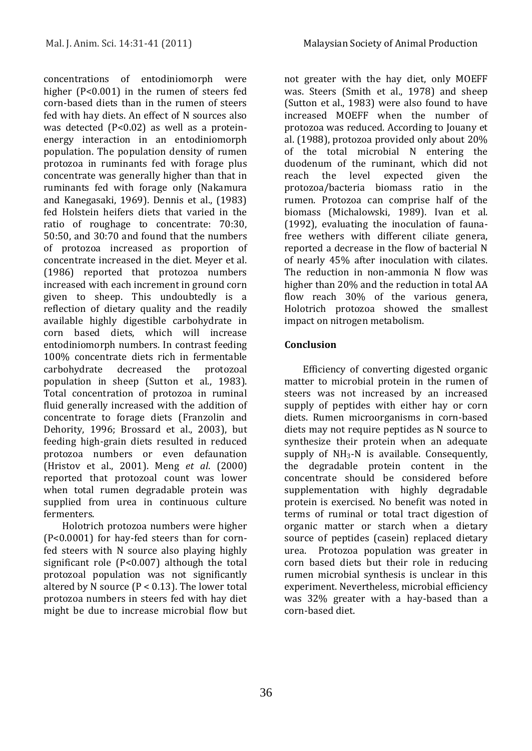concentrations of entodiniomorph were higher ($P<0.001$) in the rumen of steers fed corn-based diets than in the rumen of steers fed with hay diets. An effect of N sources also was detected ($P<0.02$) as well as a protein-energy interaction in an entodiniomorph population. The population density of rumen protozoa in ruminants fed with forage plus concentrate was generally higher than that in ruminants fed with forage only (Nakamura and Kanegasaki, 1969). Dennis et al., (1983) fed Holstein heifers diets that varied in the ratio of roughage to concentrate: 70:30, 50:50, and 30:70 and found that the numbers of protozoa increased as proportion of concentrate increased in the diet. Meyer et al. (1986) reported that protozoa numbers increased with each increment in ground corn given to sheep. This undoubtedly is a reflection of dietary quality and the readily available highly digestible carbohydrate in corn based diets, which will increase entodiniomorph numbers. In contrast feeding 100% concentrate diets rich in fermentable carbohydrate decreased the protozoal population in sheep (Sutton et al., 1983). Total concentration of protozoa in ruminal fluid generally increased with the addition of concentrate to forage diets (Franzolin and Dehority, 1996; Brossard et al., 2003), but feeding high-grain diets resulted in reduced protozoa numbers or even defaunation (Hristov et al., 2001). Meng *et al*. (2000) reported that protozoal count was lower when total rumen degradable protein was supplied from urea in continuous culture fermenters.

Holotrich protozoa numbers were higher ($P<0.0001$) for hay-fed steers than for corn-fed steers with N source also playing highly significant role ($P<0.007$) although the total protozoal population was not significantly altered by N source ($P < 0.13$). The lower total protozoa numbers in steers fed with hay diet might be due to increase microbial flow but not greater with the hay diet, only MOEFF was. Steers (Smith et al., 1978) and sheep (Sutton et al., 1983) were also found to have increased MOEFF when the number of protozoa was reduced. According to Jouany et al. (1988), protozoa provided only about 20% of the total microbial N entering the duodenum of the ruminant, which did not reach the level expected given the protozoa/bacteria biomass ratio in the rumen. Protozoa can comprise half of the biomass (Michalowski, 1989). Ivan et al. (1992), evaluating the inoculation of fauna-free wethers with different ciliate genera, reported a decrease in the flow of bacterial N of nearly 45% after inoculation with cilates. The reduction in non-ammonia N flow was higher than 20% and the reduction in total AA flow reach 30% of the various genera, Holotrich protozoa showed the smallest impact on nitrogen metabolism.

## Conclusion

Efficiency of converting digested organic matter to microbial protein in the rumen of steers was not increased by an increased supply of peptides with either hay or corn diets. Rumen microorganisms in corn-based diets may not require peptides as N source to synthesize their protein when an adequate supply of $NH_3$-N is available. Consequently, the degradable protein content in the concentrate should be considered before supplementation with highly degradable protein is exercised. No benefit was noted in terms of ruminal or total tract digestion of organic matter or starch when a dietary source of peptides (casein) replaced dietary urea. Protozoa population was greater in corn based diets but their role in reducing rumen microbial synthesis is unclear in this experiment. Nevertheless, microbial efficiency was 32% greater with a hay-based than a corn-based diet.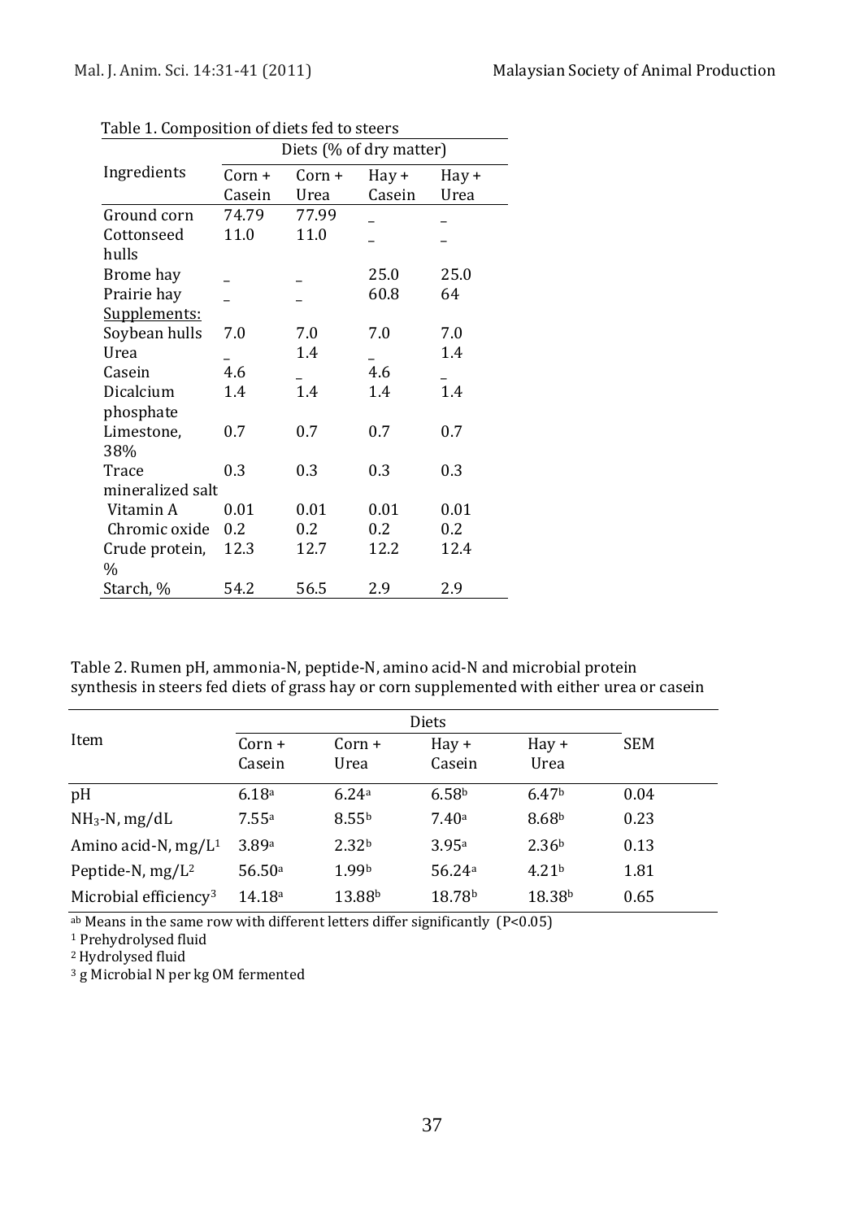Table 1. Composition of diets fed to steers

| Ingredients | Diets (% of dry matter) | | | |
|---|---|---|---|---|
| | Corn + Casein | Corn + Urea | Hay + Casein | Hay + Urea |
| Ground corn | 74.79 | 77.99 | _ | _ |
| Cottonseed hulls | 11.0 | 11.0 | _ | _ |
| Brome hay | _ | _ | 25.0 | 25.0 |
| Prairie hay | _ | _ | 60.8 | 64 |
| Supplements: | | | | |
| Soybean hulls | 7.0 | 7.0 | 7.0 | 7.0 |
| Urea | _ | 1.4 | _ | 1.4 |
| Casein | 4.6 | _ | 4.6 | _ |
| Dicalcium phosphate | 1.4 | 1.4 | 1.4 | 1.4 |
| Limestone, 38% | 0.7 | 0.7 | 0.7 | 0.7 |
| Trace mineralized salt | 0.3 | 0.3 | 0.3 | 0.3 |
| Vitamin A | 0.01 | 0.01 | 0.01 | 0.01 |
| Chromic oxide | 0.2 | 0.2 | 0.2 | 0.2 |
| Crude protein, % | 12.3 | 12.7 | 12.2 | 12.4 |
| Starch, % | 54.2 | 56.5 | 2.9 | 2.9 |

Table 2. Rumen pH, ammonia-N, peptide-N, amino acid-N and microbial protein synthesis in steers fed diets of grass hay or corn supplemented with either urea or casein

| Item | Diets | | | | SEM |
|---|---|---|---|---|---|
| | Corn + Casein | Corn + Urea | Hay + Casein | Hay + Urea | |
| pH | 6.18[a] | 6.24[a] | 6.58[b] | 6.47[b] | 0.04 |
| $NH_3$-N, mg/dL | 7.55[a] | 8.55[b] | 7.40[a] | 8.68[b] | 0.23 |
| Amino acid-N, mg/L[1] | 3.89[a] | 2.32[b] | 3.95[a] | 2.36[b] | 0.13 |
| Peptide-N, mg/L[2] | 56.50[a] | 1.99[b] | 56.24[a] | 4.21[b] | 1.81 |
| Microbial efficiency[3] | 14.18[a] | 13.88[b] | 18.78[b] | 18.38[b] | 0.65 |

[ab] Means in the same row with different letters differ significantly ($P<0.05$)

[1] Prehydrolysed fluid

[2] Hydrolysed fluid

[3] g Microbial N per kg OM fermented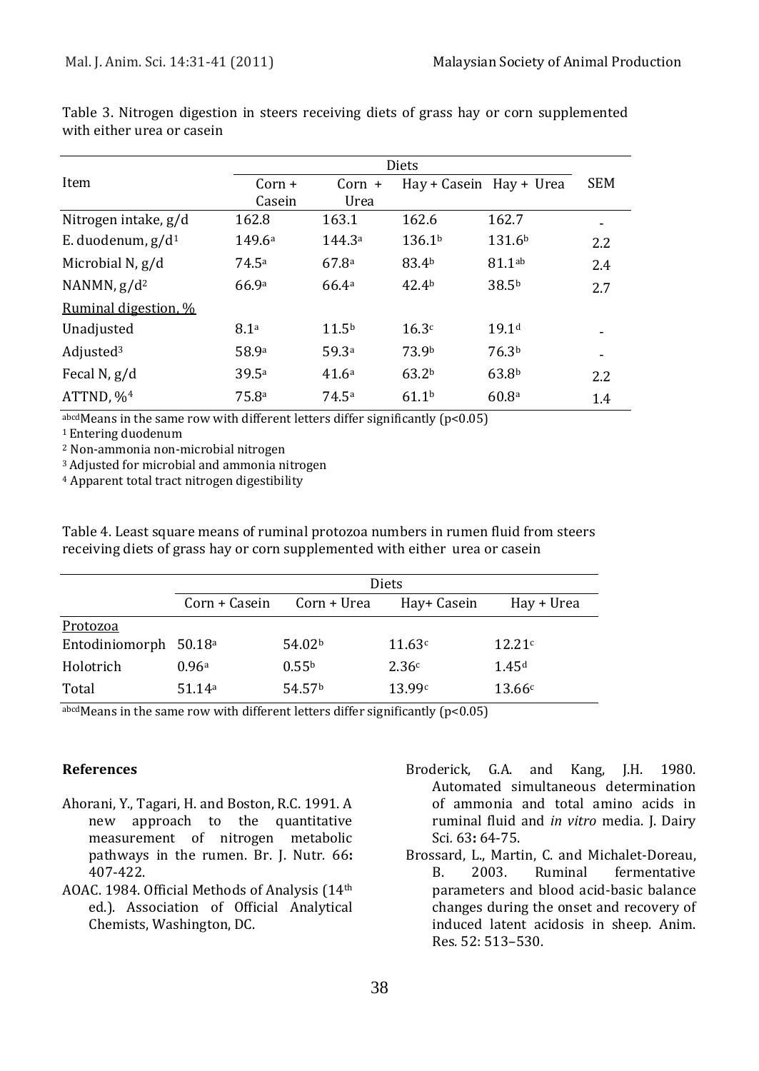Table 3. Nitrogen digestion in steers receiving diets of grass hay or corn supplemented with either urea or casein

| Item | Diets | | | | SEM |
|---|---|---|---|---|---|
| | Corn + Casein | Corn + Urea | Hay + Casein | Hay + Urea | |
| Nitrogen intake, g/d | 162.8 | 163.1 | 162.6 | 162.7 | - |
| E. duodenum, g/d[1] | 149.6[a] | 144.3[a] | 136.1[b] | 131.6[b] | 2.2 |
| Microbial N, g/d | 74.5[a] | 67.8[a] | 83.4[b] | 81.1[ab] | 2.4 |
| NANMN, g/d[2] | 66.9[a] | 66.4[a] | 42.4[b] | 38.5[b] | 2.7 |
| Ruminal digestion, % | | | | | |
| Unadjusted | 8.1[a] | 11.5[b] | 16.3[c] | 19.1[d] | - |
| Adjusted[3] | 58.9[a] | 59.3[a] | 73.9[b] | 76.3[b] | - |
| Fecal N, g/d | 39.5[a] | 41.6[a] | 63.2[b] | 63.8[b] | 2.2 |
| ATTND, %[4] | 75.8[a] | 74.5[a] | 61.1[b] | 60.8[a] | 1.4 |

[abcd]Means in the same row with different letters differ significantly ($p<0.05$)

[1] Entering duodenum

[2] Non-ammonia non-microbial nitrogen

[3] Adjusted for microbial and ammonia nitrogen

[4] Apparent total tract nitrogen digestibility

Table 4. Least square means of ruminal protozoa numbers in rumen fluid from steers receiving diets of grass hay or corn supplemented with either urea or casein

| | Diets | | | |
|---|---|---|---|---|
| | Corn + Casein | Corn + Urea | Hay+ Casein | Hay + Urea |
| Protozoa | | | | |
| Entodiniomorph | 50.18[a] | 54.02[b] | 11.63[c] | 12.21[c] |
| Holotrich | 0.96[a] | 0.55[b] | 2.36[c] | 1.45[d] |
| Total | 51.14[a] | 54.57[b] | 13.99[c] | 13.66[c] |

[abcd]Means in the same row with different letters differ significantly ($p<0.05$)

## References

Ahorani, Y., Tagari, H. and Boston, R.C. 1991. A new approach to the quantitative measurement of nitrogen metabolic pathways in the rumen. Br. J. Nutr. 66**:** 407-422.

AOAC. 1984. Official Methods of Analysis (14th ed.). Association of Official Analytical Chemists, Washington, DC.

Broderick, G.A. and Kang, J.H. 1980. Automated simultaneous determination of ammonia and total amino acids in ruminal fluid and *in vitro* media. J. Dairy Sci. 63**:** 64-75.

Brossard, L., Martin, C. and Michalet-Doreau, B. 2003. Ruminal fermentative parameters and blood acid-basic balance changes during the onset and recovery of induced latent acidosis in sheep. Anim. Res. 52: 513–530.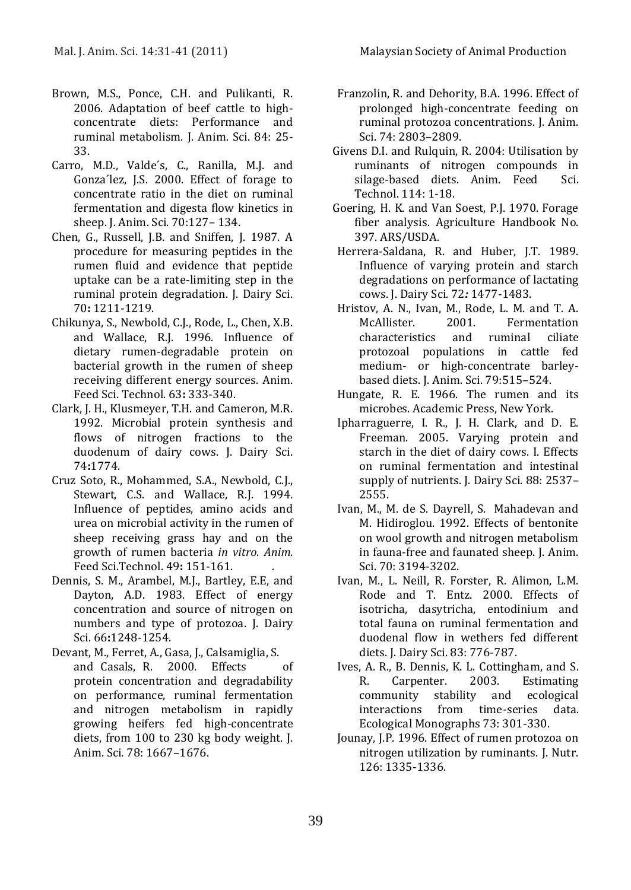Brown, M.S., Ponce, C.H. and Pulikanti, R. 2006. Adaptation of beef cattle to high-concentrate diets: Performance and ruminal metabolism. J. Anim. Sci. 84: 25-33.

Carro, M.D., Valde´s, C., Ranilla, M.J. and Gonza´lez, J.S. 2000. Effect of forage to concentrate ratio in the diet on ruminal fermentation and digesta flow kinetics in sheep. J. Anim. Sci. 70:127– 134.

Chen, G., Russell, J.B. and Sniffen, J. 1987. A procedure for measuring peptides in the rumen fluid and evidence that peptide uptake can be a rate-limiting step in the ruminal protein degradation. J. Dairy Sci. 70**:** 1211-1219.

Chikunya, S., Newbold, C.J., Rode, L., Chen, X.B. and Wallace, R.J. 1996. Influence of dietary rumen-degradable protein on bacterial growth in the rumen of sheep receiving different energy sources. Anim. Feed Sci. Technol. 63**:** 333-340.

Clark, J. H., Klusmeyer, T.H. and Cameron, M.R. 1992. Microbial protein synthesis and flows of nitrogen fractions to the duodenum of dairy cows. J. Dairy Sci. 74**:**1774.

Cruz Soto, R., Mohammed, S.A., Newbold, C.J., Stewart, C.S. and Wallace, R.J. 1994. Influence of peptides, amino acids and urea on microbial activity in the rumen of sheep receiving grass hay and on the growth of rumen bacteria *in vitro. Anim.* Feed Sci.Technol. 49**:** 151-161.

Dennis, S. M., Arambel, M.J., Bartley, E.E, and Dayton, A.D. 1983. Effect of energy concentration and source of nitrogen on numbers and type of protozoa. J. Dairy Sci. 66**:**1248-1254.

Devant, M., Ferret, A., Gasa, J., Calsamiglia, S. and Casals, R. 2000. Effects of protein concentration and degradability on performance, ruminal fermentation and nitrogen metabolism in rapidly growing heifers fed high-concentrate diets, from 100 to 230 kg body weight. J. Anim. Sci. 78: 1667–1676.

Franzolin, R. and Dehority, B.A. 1996. Effect of prolonged high-concentrate feeding on ruminal protozoa concentrations. J. Anim. Sci. 74: 2803–2809.

Givens D.I. and Rulquin, R. 2004: Utilisation by ruminants of nitrogen compounds in silage-based diets. Anim. Feed Sci. Technol. 114: 1-18.

Goering, H. K. and Van Soest, P.J. 1970. Forage fiber analysis. Agriculture Handbook No. 397. ARS/USDA.

Herrera-Saldana, R. and Huber, J.T. 1989. Influence of varying protein and starch degradations on performance of lactating cows. J. Dairy Sci. 72***:*** 1477-1483.

Hristov, A. N., Ivan, M., Rode, L. M. and T. A. McAllister. 2001. Fermentation characteristics and ruminal ciliate protozoal populations in cattle fed medium- or high-concentrate barley-based diets. J. Anim. Sci. 79:515–524.

Hungate, R. E. 1966. The rumen and its microbes. Academic Press, New York.

Ipharraguerre, I. R., J. H. Clark, and D. E. Freeman. 2005. Varying protein and starch in the diet of dairy cows. I. Effects on ruminal fermentation and intestinal supply of nutrients. J. Dairy Sci. 88: 2537–2555.

Ivan, M., M. de S. Dayrell, S. Mahadevan and M. Hidiroglou. 1992. Effects of bentonite on wool growth and nitrogen metabolism in fauna-free and faunated sheep. J. Anim. Sci. 70: 3194-3202.

Ivan, M., L. Neill, R. Forster, R. Alimon, L.M. Rode and T. Entz. 2000. Effects of isotricha, dasytricha, entodinium and total fauna on ruminal fermentation and duodenal flow in wethers fed different diets. J. Dairy Sci. 83: 776-787.

Ives, A. R., B. Dennis, K. L. Cottingham, and S. R. Carpenter. 2003. Estimating community stability and ecological interactions from time-series data. Ecological Monographs 73: 301-330.

Jounay, J.P. 1996. Effect of rumen protozoa on nitrogen utilization by ruminants. J. Nutr. 126: 1335-1336.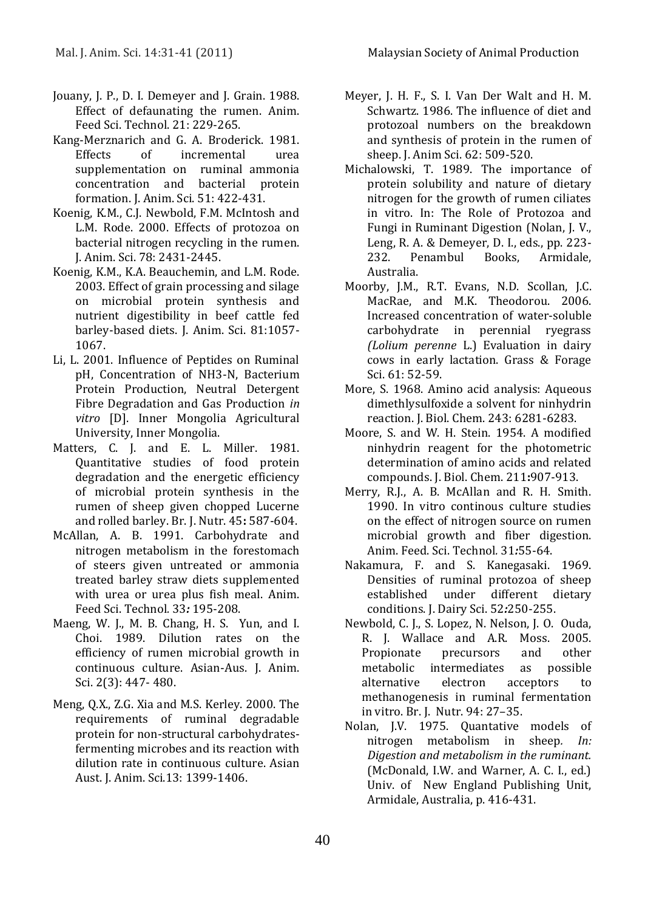Jouany, J. P., D. I. Demeyer and J. Grain. 1988. Effect of defaunating the rumen. Anim. Feed Sci. Technol. 21: 229-265.

Kang-Merznarich and G. A. Broderick. 1981. Effects of incremental urea supplementation on ruminal ammonia concentration and bacterial protein formation. J. Anim. Sci. 51: 422-431.

Koenig, K.M., C.J. Newbold, F.M. McIntosh and L.M. Rode. 2000. Effects of protozoa on bacterial nitrogen recycling in the rumen. J. Anim. Sci. 78: 2431-2445.

Koenig, K.M., K.A. Beauchemin, and L.M. Rode. 2003. Effect of grain processing and silage on microbial protein synthesis and nutrient digestibility in beef cattle fed barley-based diets. J. Anim. Sci. 81:1057-1067.

Li, L. 2001. Influence of Peptides on Ruminal pH, Concentration of NH3-N, Bacterium Protein Production, Neutral Detergent Fibre Degradation and Gas Production *in vitro* [D]. Inner Mongolia Agricultural University, Inner Mongolia.

Matters, C. J. and E. L. Miller. 1981. Quantitative studies of food protein degradation and the energetic efficiency of microbial protein synthesis in the rumen of sheep given chopped Lucerne and rolled barley. Br. J. Nutr. 45**:** 587-604.

McAllan, A. B. 1991. Carbohydrate and nitrogen metabolism in the forestomach of steers given untreated or ammonia treated barley straw diets supplemented with urea or urea plus fish meal. Anim. Feed Sci. Technol. 33*:* 195-208.

Maeng, W. J., M. B. Chang, H. S. Yun, and I. Choi. 1989. Dilution rates on the efficiency of rumen microbial growth in continuous culture. Asian-Aus. J. Anim. Sci. 2(3): 447- 480.

Meng, Q.X., Z.G. Xia and M.S. Kerley. 2000. The requirements of ruminal degradable protein for non-structural carbohydrates-fermenting microbes and its reaction with dilution rate in continuous culture. Asian Aust. J. Anim. Sci.13: 1399-1406.

Meyer, J. H. F., S. I. Van Der Walt and H. M. Schwartz. 1986. The influence of diet and protozoal numbers on the breakdown and synthesis of protein in the rumen of sheep. J. Anim Sci. 62: 509-520.

Michalowski, T. 1989. The importance of protein solubility and nature of dietary nitrogen for the growth of rumen ciliates in vitro. In: The Role of Protozoa and Fungi in Ruminant Digestion (Nolan, J. V., Leng, R. A. & Demeyer, D. I., eds., pp. 223-232. Penambul Books, Armidale, Australia.

Moorby, J.M., R.T. Evans, N.D. Scollan, J.C. MacRae, and M.K. Theodorou. 2006. Increased concentration of water-soluble carbohydrate in perennial ryegrass *(Lolium perenne* L.) Evaluation in dairy cows in early lactation. Grass & Forage Sci. 61: 52-59.

More, S. 1968. Amino acid analysis: Aqueous dimethlysulfoxide a solvent for ninhydrin reaction. J. Biol. Chem. 243: 6281-6283.

Moore, S. and W. H. Stein. 1954. A modified ninhydrin reagent for the photometric determination of amino acids and related compounds. J. Biol. Chem. 211**:**907-913.

Merry, R.J., A. B. McAllan and R. H. Smith. 1990. In vitro continous culture studies on the effect of nitrogen source on rumen microbial growth and fiber digestion. Anim. Feed. Sci. Technol. 31*:*55-64.

Nakamura, F. and S. Kanegasaki. 1969. Densities of ruminal protozoa of sheep established under different dietary conditions. J. Dairy Sci. 52*:*250-255.

Newbold, C. J., S. Lopez, N. Nelson, J. O. Ouda, R. J. Wallace and A.R. Moss. 2005. Propionate precursors and other metabolic intermediates as possible alternative electron acceptors to methanogenesis in ruminal fermentation in vitro. Br. J. Nutr. 94: 27–35.

Nolan, J.V. 1975. Quantative models of nitrogen metabolism in sheep*. In: Digestion and metabolism in the ruminant.* (McDonald, I.W. and Warner, A. C. I., ed.) Univ. of New England Publishing Unit, Armidale, Australia, p. 416-431.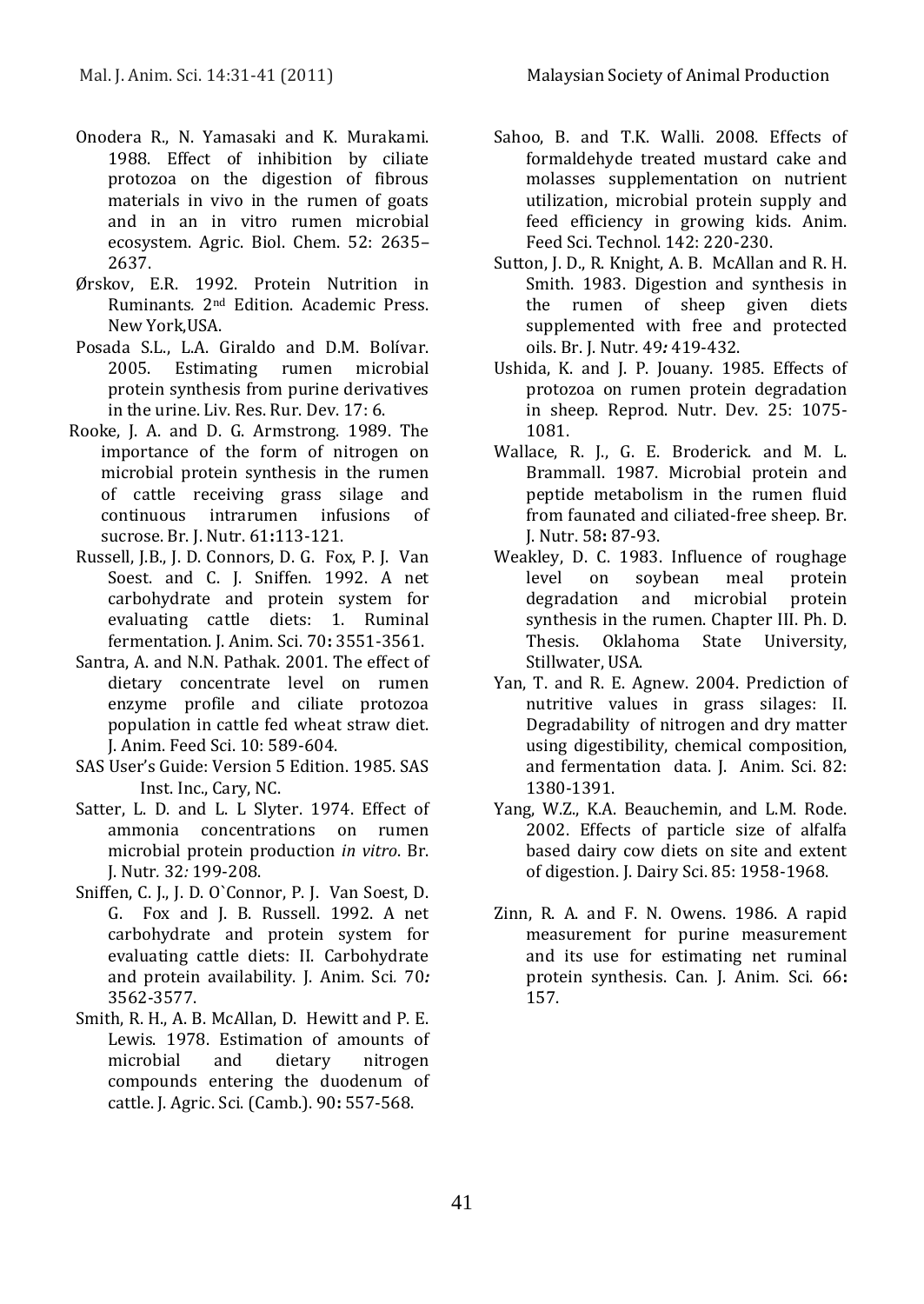Onodera R., N. Yamasaki and K. Murakami. 1988. Effect of inhibition by ciliate protozoa on the digestion of fibrous materials in vivo in the rumen of goats and in an in vitro rumen microbial ecosystem. Agric. Biol. Chem. 52: 2635–2637.

Ørskov, E.R. 1992. Protein Nutrition in Ruminants. 2nd Edition. Academic Press. New York,USA.

Posada S.L., L.A. Giraldo and D.M. Bolívar. 2005. Estimating rumen microbial protein synthesis from purine derivatives in the urine. Liv. Res. Rur. Dev. 17: 6.

Rooke, J. A. and D. G. Armstrong. 1989. The importance of the form of nitrogen on microbial protein synthesis in the rumen of cattle receiving grass silage and continuous intrarumen infusions of sucrose. Br. J. Nutr. 61**:**113-121.

Russell, J.B., J. D. Connors, D. G. Fox, P. J. Van Soest. and C. J. Sniffen. 1992. A net carbohydrate and protein system for evaluating cattle diets: 1. Ruminal fermentation. J. Anim. Sci. 70**:** 3551-3561.

Santra, A. and N.N. Pathak. 2001. The effect of dietary concentrate level on rumen enzyme profile and ciliate protozoa population in cattle fed wheat straw diet. J. Anim. Feed Sci. 10: 589-604.

SAS User's Guide: Version 5 Edition. 1985. SAS Inst. Inc., Cary, NC.

Satter, L. D. and L. L Slyter. 1974. Effect of ammonia concentrations on rumen microbial protein production *in vitro*. Br. J. Nutr. 32*:* 199-208.

Sniffen, C. J., J. D. O`Connor, P. J. Van Soest, D. G. Fox and J. B. Russell. 1992. A net carbohydrate and protein system for evaluating cattle diets: II. Carbohydrate and protein availability. J. Anim. Sci. 70*:* 3562-3577.

Smith, R. H., A. B. McAllan, D. Hewitt and P. E. Lewis. 1978. Estimation of amounts of microbial and dietary nitrogen compounds entering the duodenum of cattle. J. Agric. Sci. (Camb.). 90**:** 557-568.

Sahoo, B. and T.K. Walli. 2008. Effects of formaldehyde treated mustard cake and molasses supplementation on nutrient utilization, microbial protein supply and feed efficiency in growing kids. Anim. Feed Sci. Technol. 142: 220-230.

Sutton, J. D., R. Knight, A. B. McAllan and R. H. Smith. 1983. Digestion and synthesis in the rumen of sheep given diets supplemented with free and protected oils. Br. J. Nutr. 49*:* 419-432.

Ushida, K. and J. P. Jouany. 1985. Effects of protozoa on rumen protein degradation in sheep. Reprod. Nutr. Dev. 25: 1075-1081.

Wallace, R. J., G. E. Broderick. and M. L. Brammall. 1987. Microbial protein and peptide metabolism in the rumen fluid from faunated and ciliated-free sheep. Br. J. Nutr. 58**:** 87-93.

Weakley, D. C. 1983. Influence of roughage level on soybean meal protein degradation and microbial protein synthesis in the rumen. Chapter III. Ph. D. Thesis. Oklahoma State University, Stillwater, USA.

Yan, T. and R. E. Agnew. 2004. Prediction of nutritive values in grass silages: II. Degradability of nitrogen and dry matter using digestibility, chemical composition, and fermentation data. J. Anim. Sci. 82: 1380-1391.

Yang, W.Z., K.A. Beauchemin, and L.M. Rode. 2002. Effects of particle size of alfalfa based dairy cow diets on site and extent of digestion. J. Dairy Sci. 85: 1958-1968.

Zinn, R. A. and F. N. Owens. 1986. A rapid measurement for purine measurement and its use for estimating net ruminal protein synthesis. Can. J. Anim. Sci. 66**:** 157.